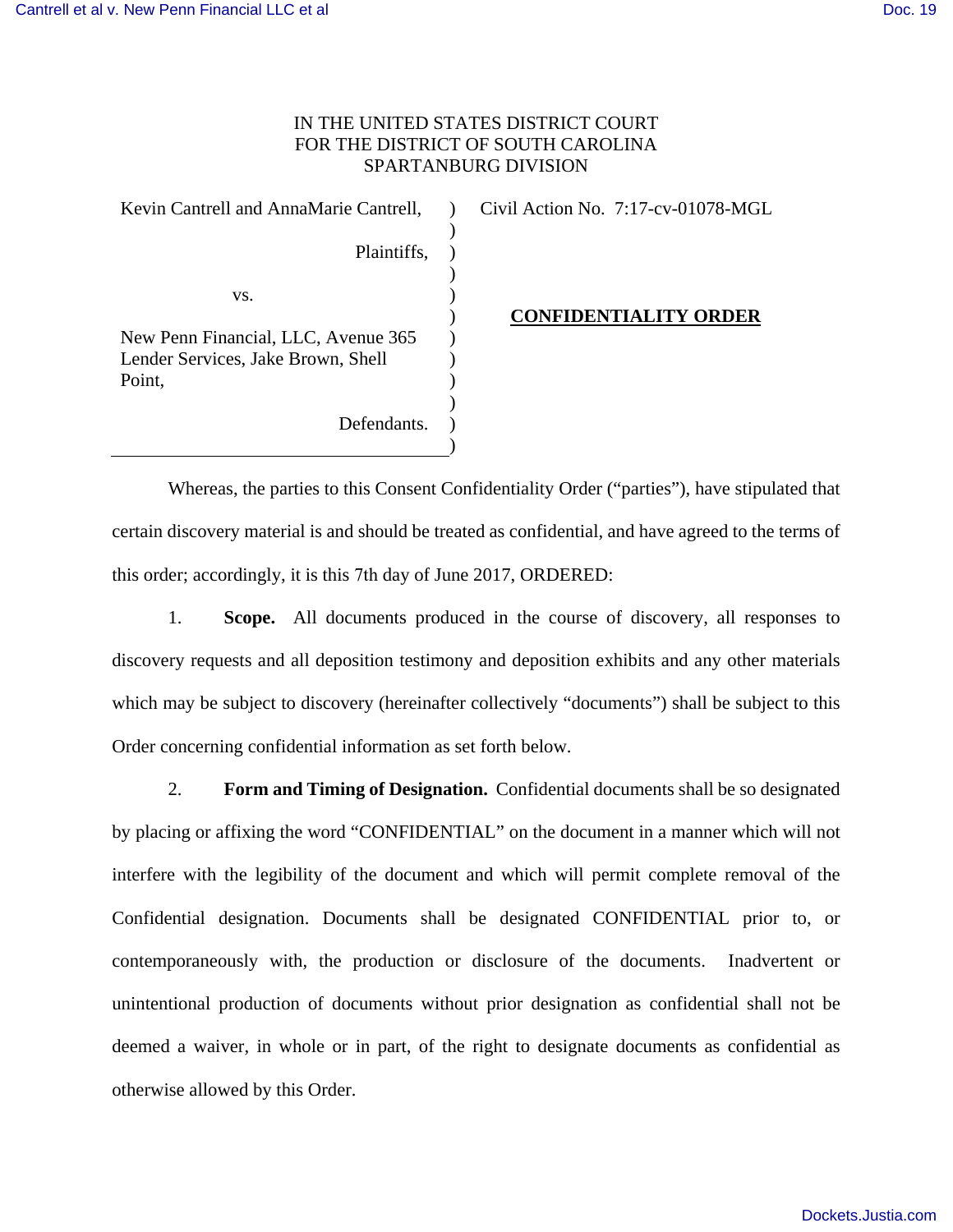IN THE UNITED STATES DISTRICT COURT
FOR THE DISTRICT OF SOUTH CAROLINA
SPARTANBURG DIVISION

Kevin Cantrell and AnnaMarie Cantrell,

Plaintiffs,

vs.

New Penn Financial, LLC, Avenue 365 Lender Services, Jake Brown, Shell Point,

Defendants.

Civil Action No. 7:17-cv-01078-MGL

**CONFIDENTIALITY ORDER**

Whereas, the parties to this Consent Confidentiality Order ("parties"), have stipulated that certain discovery material is and should be treated as confidential, and have agreed to the terms of this order; accordingly, it is this 7th day of June 2017, ORDERED:

1. **Scope.** All documents produced in the course of discovery, all responses to discovery requests and all deposition testimony and deposition exhibits and any other materials which may be subject to discovery (hereinafter collectively "documents") shall be subject to this Order concerning confidential information as set forth below.

2. **Form and Timing of Designation.** Confidential documents shall be so designated by placing or affixing the word "CONFIDENTIAL" on the document in a manner which will not interfere with the legibility of the document and which will permit complete removal of the Confidential designation. Documents shall be designated CONFIDENTIAL prior to, or contemporaneously with, the production or disclosure of the documents. Inadvertent or unintentional production of documents without prior designation as confidential shall not be deemed a waiver, in whole or in part, of the right to designate documents as confidential as otherwise allowed by this Order.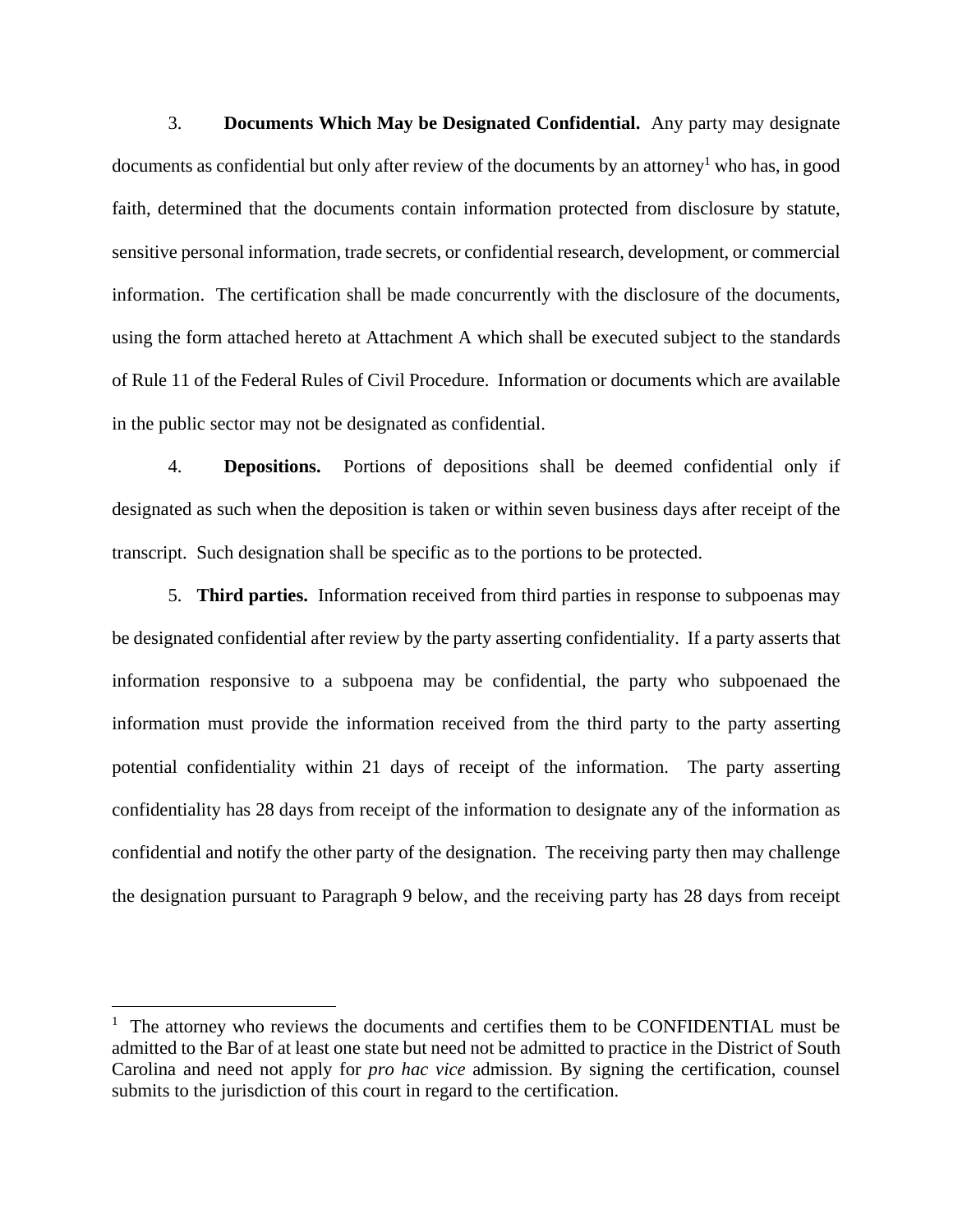3. **Documents Which May be Designated Confidential.** Any party may designate documents as confidential but only after review of the documents by an attorney[1] who has, in good faith, determined that the documents contain information protected from disclosure by statute, sensitive personal information, trade secrets, or confidential research, development, or commercial information. The certification shall be made concurrently with the disclosure of the documents, using the form attached hereto at Attachment A which shall be executed subject to the standards of Rule 11 of the Federal Rules of Civil Procedure. Information or documents which are available in the public sector may not be designated as confidential.

4. **Depositions.** Portions of depositions shall be deemed confidential only if designated as such when the deposition is taken or within seven business days after receipt of the transcript. Such designation shall be specific as to the portions to be protected.

5. **Third parties.** Information received from third parties in response to subpoenas may be designated confidential after review by the party asserting confidentiality. If a party asserts that information responsive to a subpoena may be confidential, the party who subpoenaed the information must provide the information received from the third party to the party asserting potential confidentiality within 21 days of receipt of the information. The party asserting confidentiality has 28 days from receipt of the information to designate any of the information as confidential and notify the other party of the designation. The receiving party then may challenge the designation pursuant to Paragraph 9 below, and the receiving party has 28 days from receipt

[1] The attorney who reviews the documents and certifies them to be CONFIDENTIAL must be admitted to the Bar of at least one state but need not be admitted to practice in the District of South Carolina and need not apply for *pro hac vice* admission. By signing the certification, counsel submits to the jurisdiction of this court in regard to the certification.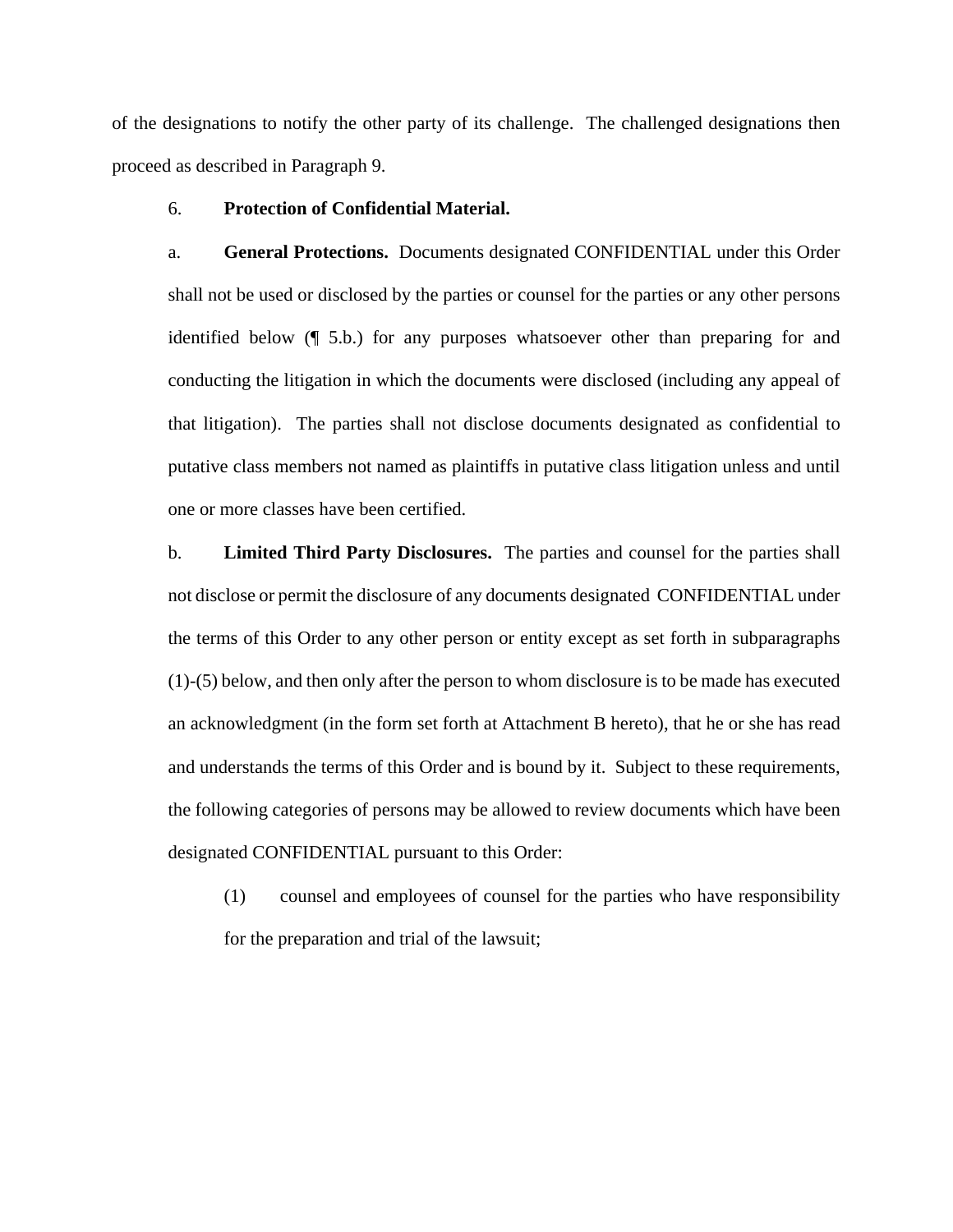of the designations to notify the other party of its challenge. The challenged designations then proceed as described in Paragraph 9.

6. **Protection of Confidential Material.**

a. **General Protections.** Documents designated CONFIDENTIAL under this Order shall not be used or disclosed by the parties or counsel for the parties or any other persons identified below (¶ 5.b.) for any purposes whatsoever other than preparing for and conducting the litigation in which the documents were disclosed (including any appeal of that litigation). The parties shall not disclose documents designated as confidential to putative class members not named as plaintiffs in putative class litigation unless and until one or more classes have been certified.

b. **Limited Third Party Disclosures.** The parties and counsel for the parties shall not disclose or permit the disclosure of any documents designated CONFIDENTIAL under the terms of this Order to any other person or entity except as set forth in subparagraphs (1)-(5) below, and then only after the person to whom disclosure is to be made has executed an acknowledgment (in the form set forth at Attachment B hereto), that he or she has read and understands the terms of this Order and is bound by it. Subject to these requirements, the following categories of persons may be allowed to review documents which have been designated CONFIDENTIAL pursuant to this Order:

(1) counsel and employees of counsel for the parties who have responsibility for the preparation and trial of the lawsuit;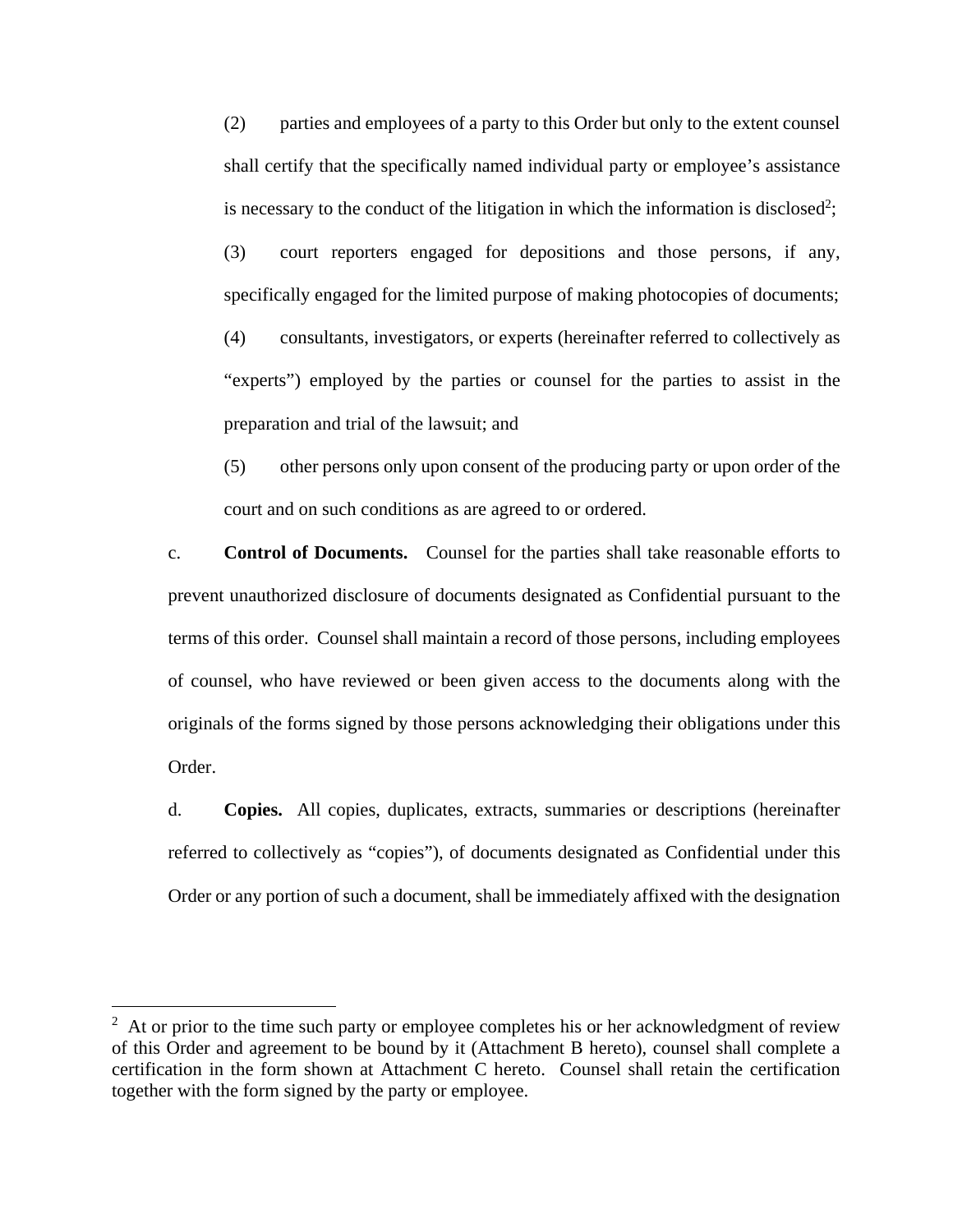(2) parties and employees of a party to this Order but only to the extent counsel shall certify that the specifically named individual party or employee's assistance is necessary to the conduct of the litigation in which the information is disclosed[2];

(3) court reporters engaged for depositions and those persons, if any, specifically engaged for the limited purpose of making photocopies of documents;

(4) consultants, investigators, or experts (hereinafter referred to collectively as "experts") employed by the parties or counsel for the parties to assist in the preparation and trial of the lawsuit; and

(5) other persons only upon consent of the producing party or upon order of the court and on such conditions as are agreed to or ordered.

c. **Control of Documents.** Counsel for the parties shall take reasonable efforts to prevent unauthorized disclosure of documents designated as Confidential pursuant to the terms of this order. Counsel shall maintain a record of those persons, including employees of counsel, who have reviewed or been given access to the documents along with the originals of the forms signed by those persons acknowledging their obligations under this Order.

d. **Copies.** All copies, duplicates, extracts, summaries or descriptions (hereinafter referred to collectively as "copies"), of documents designated as Confidential under this Order or any portion of such a document, shall be immediately affixed with the designation

---

[2] At or prior to the time such party or employee completes his or her acknowledgment of review of this Order and agreement to be bound by it (Attachment B hereto), counsel shall complete a certification in the form shown at Attachment C hereto. Counsel shall retain the certification together with the form signed by the party or employee.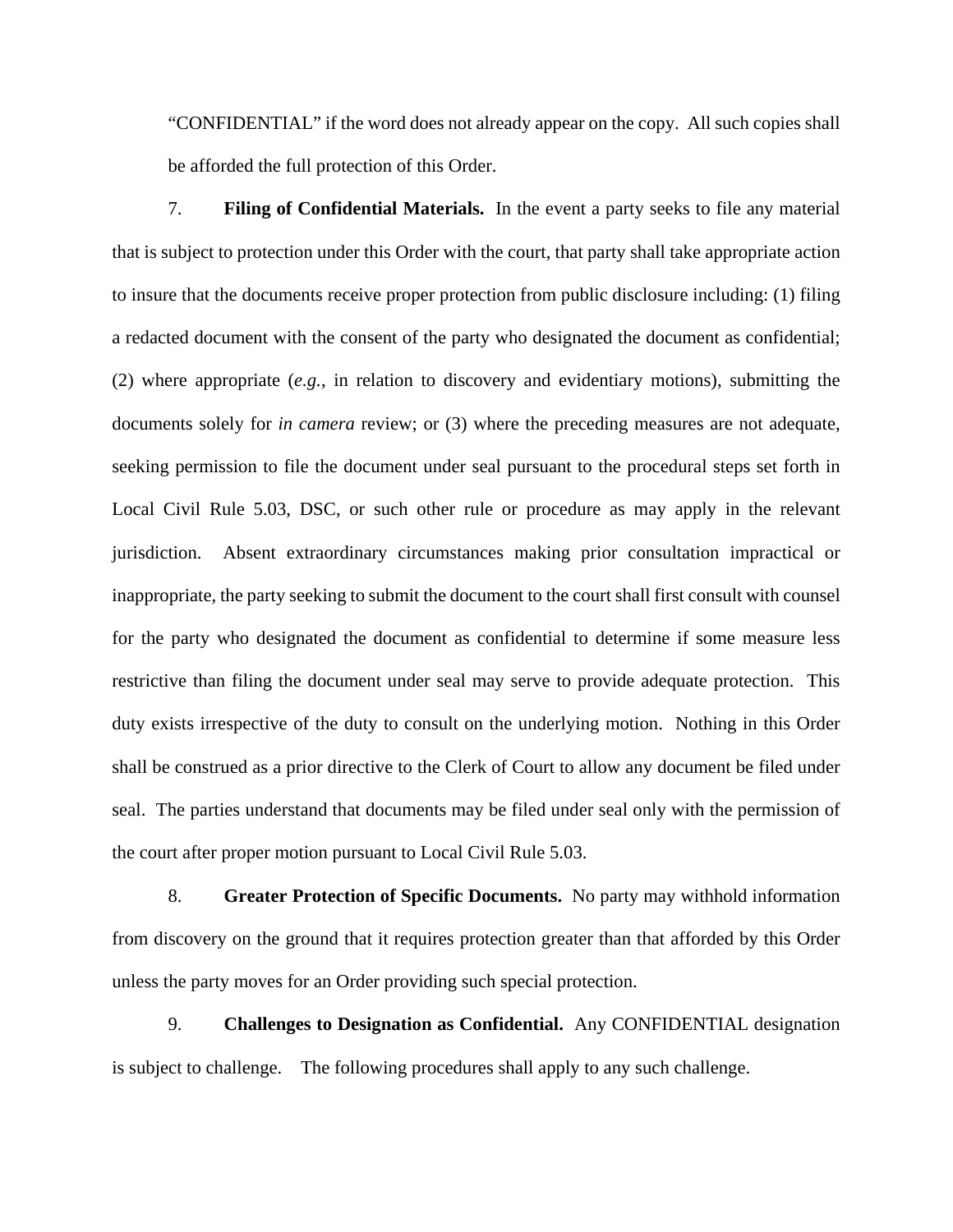"CONFIDENTIAL" if the word does not already appear on the copy. All such copies shall be afforded the full protection of this Order.

7. **Filing of Confidential Materials.** In the event a party seeks to file any material that is subject to protection under this Order with the court, that party shall take appropriate action to insure that the documents receive proper protection from public disclosure including: (1) filing a redacted document with the consent of the party who designated the document as confidential; (2) where appropriate (*e.g.*, in relation to discovery and evidentiary motions), submitting the documents solely for *in camera* review; or (3) where the preceding measures are not adequate, seeking permission to file the document under seal pursuant to the procedural steps set forth in Local Civil Rule 5.03, DSC, or such other rule or procedure as may apply in the relevant jurisdiction. Absent extraordinary circumstances making prior consultation impractical or inappropriate, the party seeking to submit the document to the court shall first consult with counsel for the party who designated the document as confidential to determine if some measure less restrictive than filing the document under seal may serve to provide adequate protection. This duty exists irrespective of the duty to consult on the underlying motion. Nothing in this Order shall be construed as a prior directive to the Clerk of Court to allow any document be filed under seal. The parties understand that documents may be filed under seal only with the permission of the court after proper motion pursuant to Local Civil Rule 5.03.

8. **Greater Protection of Specific Documents.** No party may withhold information from discovery on the ground that it requires protection greater than that afforded by this Order unless the party moves for an Order providing such special protection.

9. **Challenges to Designation as Confidential.** Any CONFIDENTIAL designation is subject to challenge. The following procedures shall apply to any such challenge.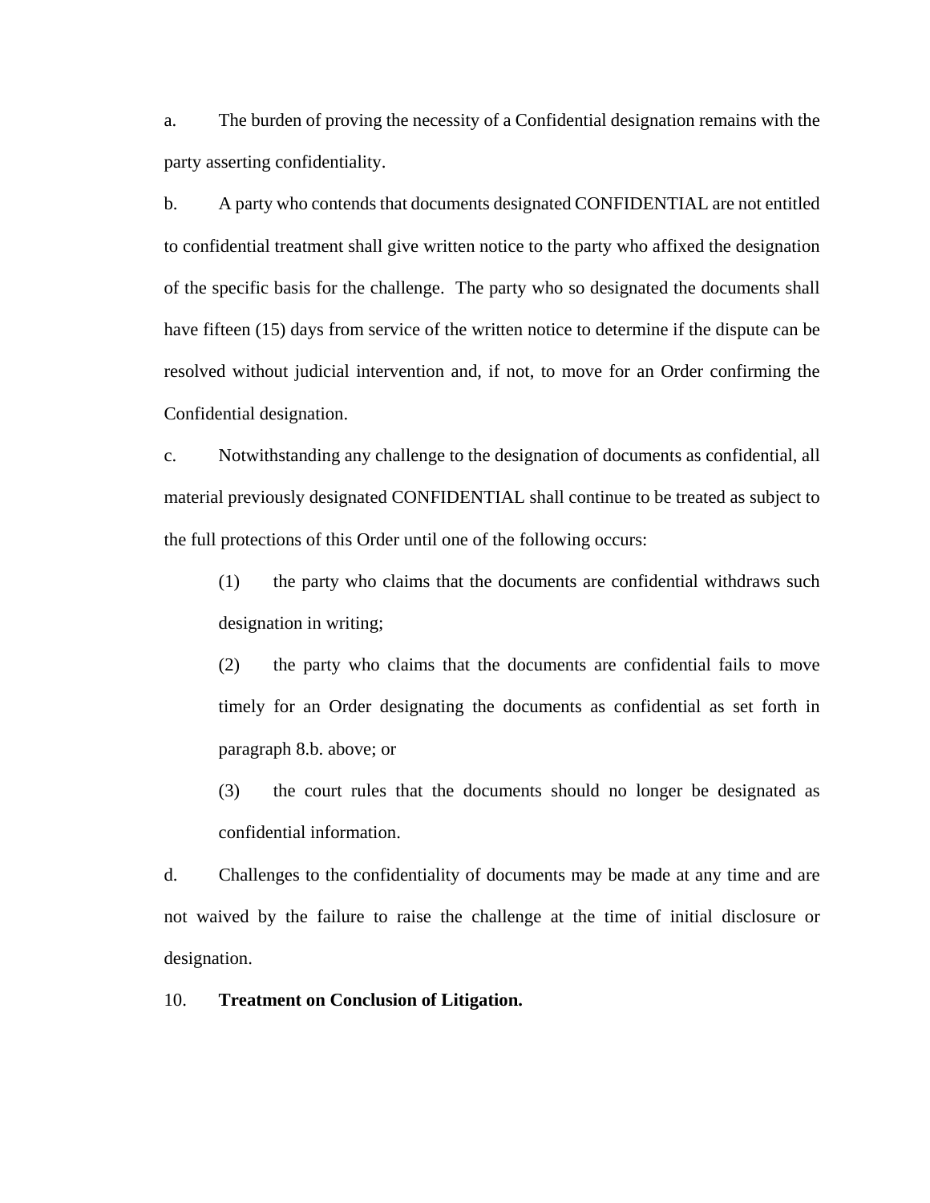a. The burden of proving the necessity of a Confidential designation remains with the party asserting confidentiality.

b. A party who contends that documents designated CONFIDENTIAL are not entitled to confidential treatment shall give written notice to the party who affixed the designation of the specific basis for the challenge. The party who so designated the documents shall have fifteen (15) days from service of the written notice to determine if the dispute can be resolved without judicial intervention and, if not, to move for an Order confirming the Confidential designation.

c. Notwithstanding any challenge to the designation of documents as confidential, all material previously designated CONFIDENTIAL shall continue to be treated as subject to the full protections of this Order until one of the following occurs:

> (1) the party who claims that the documents are confidential withdraws such designation in writing;
>
> (2) the party who claims that the documents are confidential fails to move timely for an Order designating the documents as confidential as set forth in paragraph 8.b. above; or
>
> (3) the court rules that the documents should no longer be designated as confidential information.

d. Challenges to the confidentiality of documents may be made at any time and are not waived by the failure to raise the challenge at the time of initial disclosure or designation.

10. **Treatment on Conclusion of Litigation.**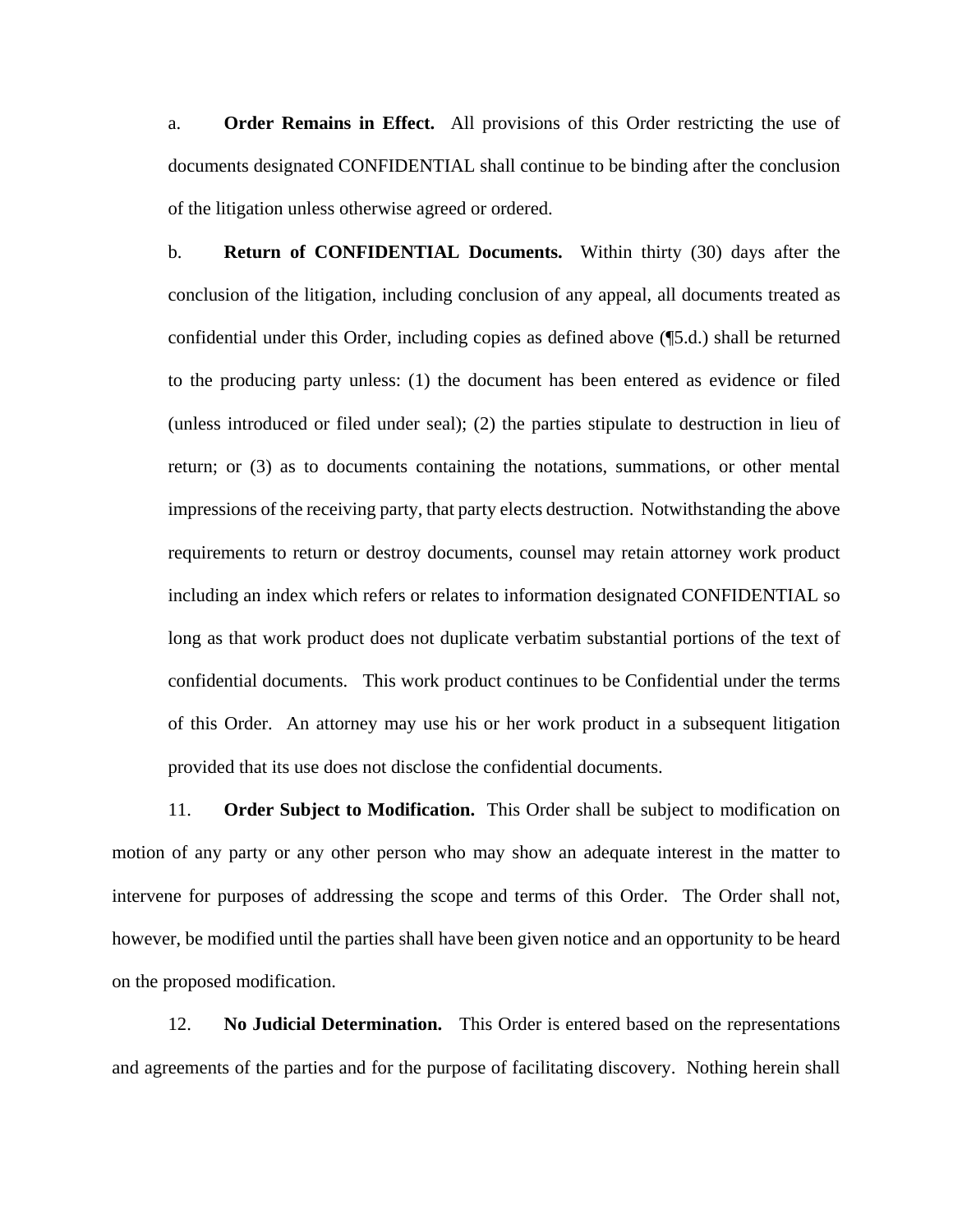a. **Order Remains in Effect.** All provisions of this Order restricting the use of documents designated CONFIDENTIAL shall continue to be binding after the conclusion of the litigation unless otherwise agreed or ordered.

b. **Return of CONFIDENTIAL Documents.** Within thirty (30) days after the conclusion of the litigation, including conclusion of any appeal, all documents treated as confidential under this Order, including copies as defined above (¶5.d.) shall be returned to the producing party unless: (1) the document has been entered as evidence or filed (unless introduced or filed under seal); (2) the parties stipulate to destruction in lieu of return; or (3) as to documents containing the notations, summations, or other mental impressions of the receiving party, that party elects destruction. Notwithstanding the above requirements to return or destroy documents, counsel may retain attorney work product including an index which refers or relates to information designated CONFIDENTIAL so long as that work product does not duplicate verbatim substantial portions of the text of confidential documents. This work product continues to be Confidential under the terms of this Order. An attorney may use his or her work product in a subsequent litigation provided that its use does not disclose the confidential documents.

11. **Order Subject to Modification.** This Order shall be subject to modification on motion of any party or any other person who may show an adequate interest in the matter to intervene for purposes of addressing the scope and terms of this Order. The Order shall not, however, be modified until the parties shall have been given notice and an opportunity to be heard on the proposed modification.

12. **No Judicial Determination.** This Order is entered based on the representations and agreements of the parties and for the purpose of facilitating discovery. Nothing herein shall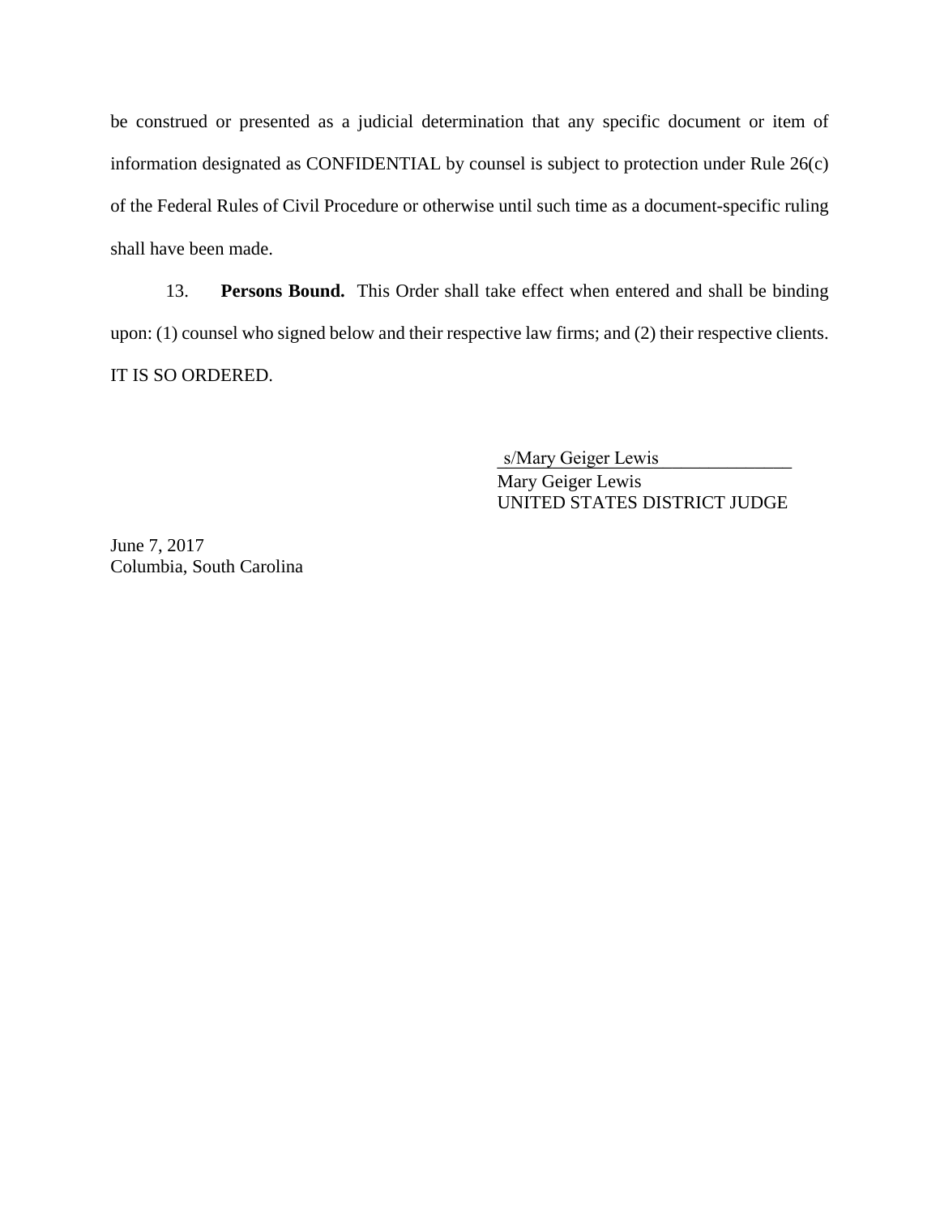be construed or presented as a judicial determination that any specific document or item of information designated as CONFIDENTIAL by counsel is subject to protection under Rule 26(c) of the Federal Rules of Civil Procedure or otherwise until such time as a document-specific ruling shall have been made.

13. **Persons Bound.** This Order shall take effect when entered and shall be binding upon: (1) counsel who signed below and their respective law firms; and (2) their respective clients.

IT IS SO ORDERED.

s/Mary Geiger Lewis
Mary Geiger Lewis
UNITED STATES DISTRICT JUDGE

June 7, 2017
Columbia, South Carolina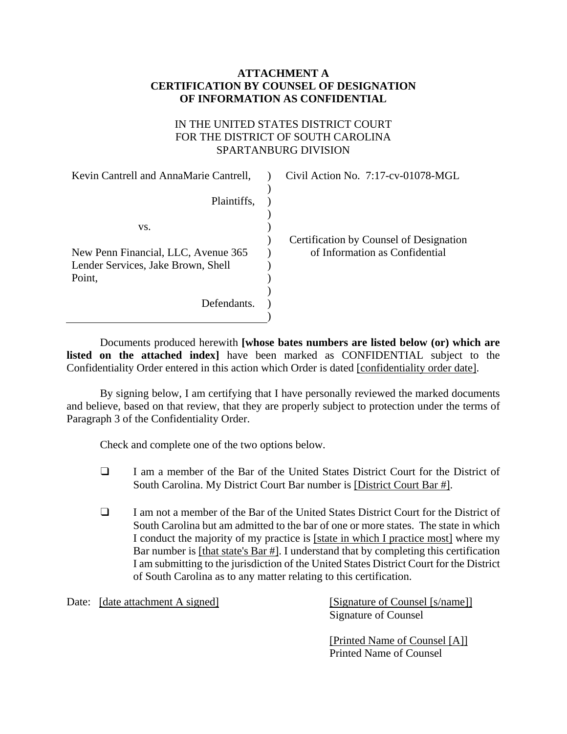**ATTACHMENT A**
**CERTIFICATION BY COUNSEL OF DESIGNATION OF INFORMATION AS CONFIDENTIAL**

IN THE UNITED STATES DISTRICT COURT
FOR THE DISTRICT OF SOUTH CAROLINA
SPARTANBURG DIVISION

| | | |
|---|---|---|
| Kevin Cantrell and AnnaMarie Cantrell, | ) | Civil Action No. 7:17-cv-01078-MGL |
| | ) | |
| Plaintiffs, | ) | |
| | ) | |
| vs. | ) | |
| | ) | Certification by Counsel of Designation of Information as Confidential |
| New Penn Financial, LLC, Avenue 365 Lender Services, Jake Brown, Shell Point, | ) | |
| | ) | |
| Defendants. | ) | |
| | ) | |

Documents produced herewith **[whose bates numbers are listed below (or) which are listed on the attached index]** have been marked as CONFIDENTIAL subject to the Confidentiality Order entered in this action which Order is dated [confidentiality order date].

By signing below, I am certifying that I have personally reviewed the marked documents and believe, based on that review, that they are properly subject to protection under the terms of Paragraph 3 of the Confidentiality Order.

Check and complete one of the two options below.

- ❑ I am a member of the Bar of the United States District Court for the District of South Carolina. My District Court Bar number is [District Court Bar #].

- ❑ I am not a member of the Bar of the United States District Court for the District of South Carolina but am admitted to the bar of one or more states. The state in which I conduct the majority of my practice is [state in which I practice most] where my Bar number is [that state's Bar #]. I understand that by completing this certification I am submitting to the jurisdiction of the United States District Court for the District of South Carolina as to any matter relating to this certification.

Date: [date attachment A signed]

[Signature of Counsel [s/name]]
Signature of Counsel

[Printed Name of Counsel [A]]
Printed Name of Counsel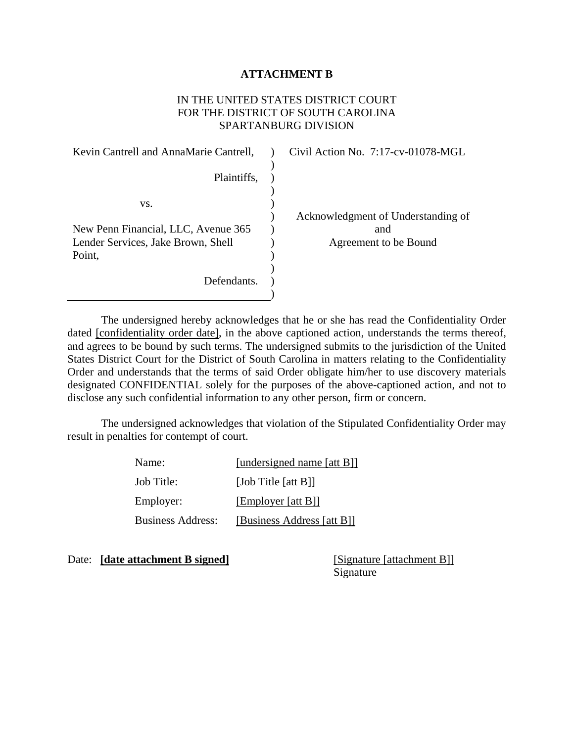**ATTACHMENT B**

IN THE UNITED STATES DISTRICT COURT
FOR THE DISTRICT OF SOUTH CAROLINA
SPARTANBURG DIVISION

| | | |
|---|---|---|
| Kevin Cantrell and AnnaMarie Cantrell, | ) | Civil Action No. 7:17-cv-01078-MGL |
| Plaintiffs, | ) | |
| vs. | ) | |
| New Penn Financial, LLC, Avenue 365 Lender Services, Jake Brown, Shell Point, | ) | Acknowledgment of Understanding of and Agreement to be Bound |
| Defendants. | ) | |

The undersigned hereby acknowledges that he or she has read the Confidentiality Order dated [confidentiality order date], in the above captioned action, understands the terms thereof, and agrees to be bound by such terms. The undersigned submits to the jurisdiction of the United States District Court for the District of South Carolina in matters relating to the Confidentiality Order and understands that the terms of said Order obligate him/her to use discovery materials designated CONFIDENTIAL solely for the purposes of the above-captioned action, and not to disclose any such confidential information to any other person, firm or concern.

The undersigned acknowledges that violation of the Stipulated Confidentiality Order may result in penalties for contempt of court.

Name: [undersigned name [att B]]

Job Title: [Job Title [att B]]

Employer: [Employer [att B]]

Business Address: [Business Address [att B]]

Date: **[date attachment B signed]**

[Signature [attachment B]]
Signature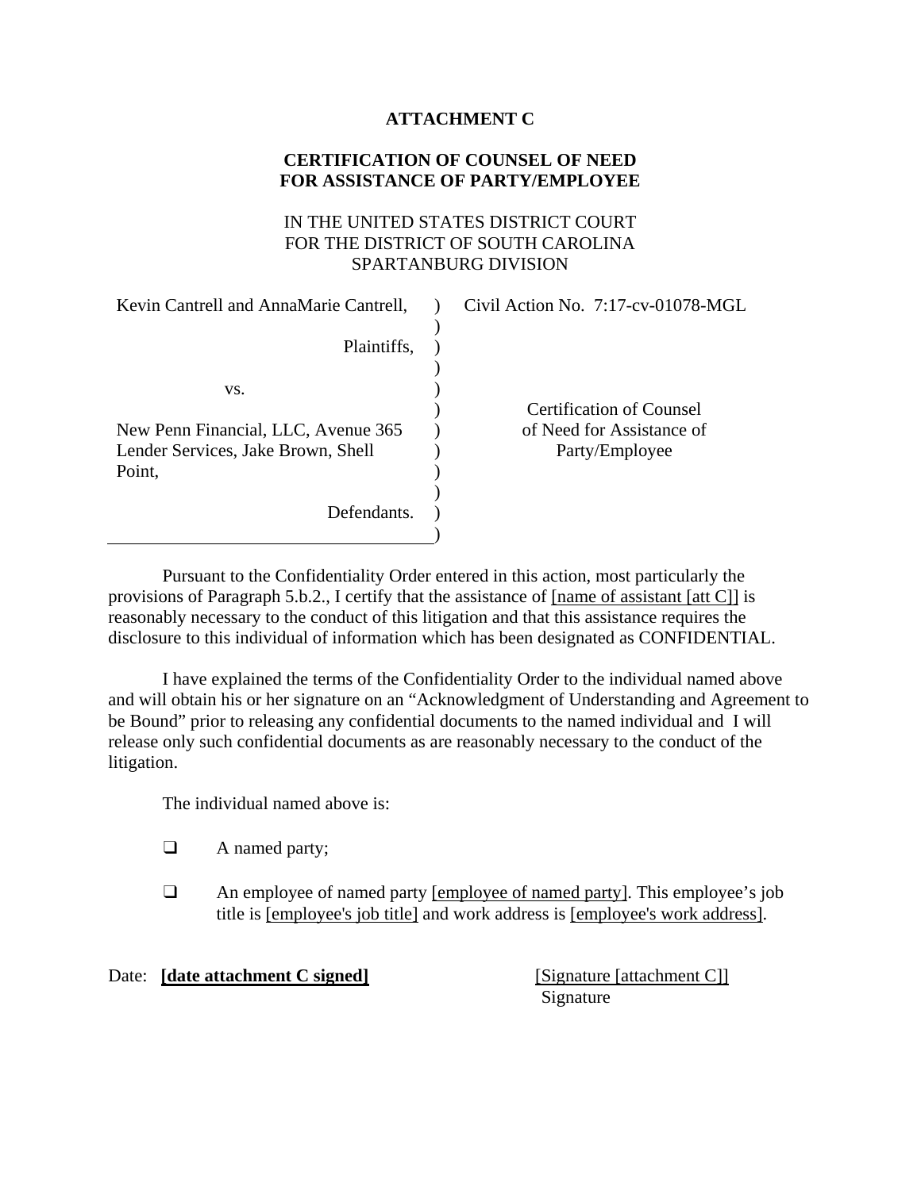**ATTACHMENT C**

**CERTIFICATION OF COUNSEL OF NEED FOR ASSISTANCE OF PARTY/EMPLOYEE**

IN THE UNITED STATES DISTRICT COURT
FOR THE DISTRICT OF SOUTH CAROLINA
SPARTANBURG DIVISION

| | | |
|---|---|---|
| Kevin Cantrell and AnnaMarie Cantrell, | ) | Civil Action No. 7:17-cv-01078-MGL |
| | ) | |
| Plaintiffs, | ) | |
| | ) | |
| vs. | ) | |
| | ) | Certification of Counsel |
| New Penn Financial, LLC, Avenue 365 | ) | of Need for Assistance of |
| Lender Services, Jake Brown, Shell | ) | Party/Employee |
| Point, | ) | |
| | ) | |
| Defendants. | ) | |
| | ) | |

Pursuant to the Confidentiality Order entered in this action, most particularly the provisions of Paragraph 5.b.2., I certify that the assistance of [name of assistant [att C]] is reasonably necessary to the conduct of this litigation and that this assistance requires the disclosure to this individual of information which has been designated as CONFIDENTIAL.

I have explained the terms of the Confidentiality Order to the individual named above and will obtain his or her signature on an "Acknowledgment of Understanding and Agreement to be Bound" prior to releasing any confidential documents to the named individual and I will release only such confidential documents as are reasonably necessary to the conduct of the litigation.

The individual named above is:

- ❑ A named party;
- ❑ An employee of named party [employee of named party]. This employee's job title is [employee's job title] and work address is [employee's work address].

Date: **[date attachment C signed]**

[Signature [attachment C]]
Signature